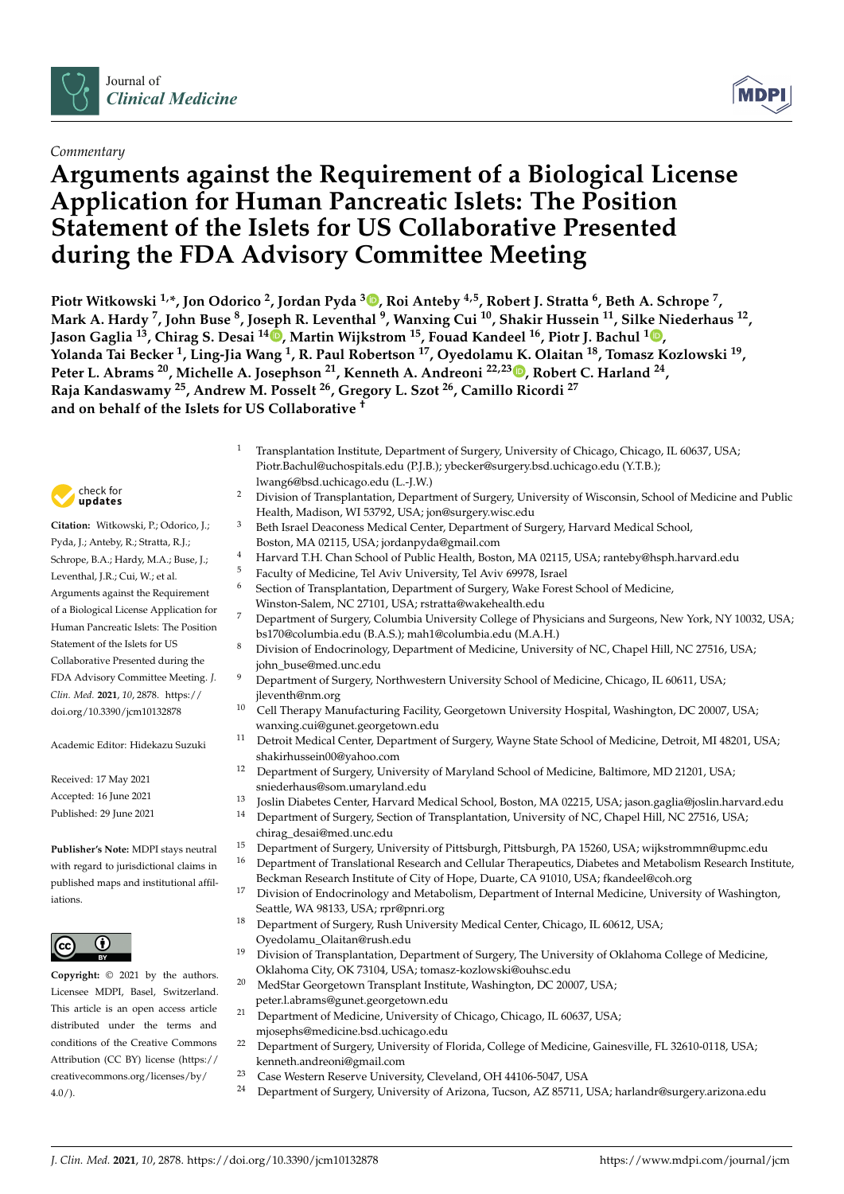*Commentary*

# Arguments against the Requirement of a Biological License Application for Human Pancreatic Islets: The Position Statement of the Islets for US Collaborative Presented during the FDA Advisory Committee Meeting

**Piotr Witkowski [1,*], Jon Odorico [2], Jordan Pyda [3], Roi Anteby [4,5], Robert J. Stratta [6], Beth A. Schrope [7], Mark A. Hardy [7], John Buse [8], Joseph R. Leventhal [9], Wanxing Cui [10], Shakir Hussein [11], Silke Niederhaus [12], Jason Gaglia [13], Chirag S. Desai [14], Martin Wijkstrom [15], Fouad Kandeel [16], Piotr J. Bachul [1], Yolanda Tai Becker [1], Ling-Jia Wang [1], R. Paul Robertson [17], Oyedolamu K. Olaitan [18], Tomasz Kozlowski [19], Peter L. Abrams [20], Michelle A. Josephson [21], Kenneth A. Andreoni [22,23], Robert C. Harland [24], Raja Kandaswamy [25], Andrew M. Posselt [26], Gregory L. Szot [26], Camillo Ricordi [27] and on behalf of the Islets for US Collaborative †**

1. Transplantation Institute, Department of Surgery, University of Chicago, Chicago, IL 60637, USA; Piotr.Bachul@uchospitals.edu (P.J.B.); ybecker@surgery.bsd.uchicago.edu (Y.T.B.); lwang6@bsd.uchicago.edu (L.-J.W.)
2. Division of Transplantation, Department of Surgery, University of Wisconsin, School of Medicine and Public Health, Madison, WI 53792, USA; jon@surgery.wisc.edu
3. Beth Israel Deaconess Medical Center, Department of Surgery, Harvard Medical School, Boston, MA 02115, USA; jordanpyda@gmail.com
4. Harvard T.H. Chan School of Public Health, Boston, MA 02115, USA; ranteby@hsph.harvard.edu
5. Faculty of Medicine, Tel Aviv University, Tel Aviv 69978, Israel
6. Section of Transplantation, Department of Surgery, Wake Forest School of Medicine, Winston-Salem, NC 27101, USA; rstratta@wakehealth.edu
7. Department of Surgery, Columbia University College of Physicians and Surgeons, New York, NY 10032, USA; bs170@columbia.edu (B.A.S.); mah1@columbia.edu (M.A.H.)
8. Division of Endocrinology, Department of Medicine, University of NC, Chapel Hill, NC 27516, USA; john_buse@med.unc.edu
9. Department of Surgery, Northwestern University School of Medicine, Chicago, IL 60611, USA; jleventh@nm.org
10. Cell Therapy Manufacturing Facility, Georgetown University Hospital, Washington, DC 20007, USA; wanxing.cui@gunet.georgetown.edu
11. Detroit Medical Center, Department of Surgery, Wayne State School of Medicine, Detroit, MI 48201, USA; shakirhussein00@yahoo.com
12. Department of Surgery, University of Maryland School of Medicine, Baltimore, MD 21201, USA; sniederhaus@som.umaryland.edu
13. Joslin Diabetes Center, Harvard Medical School, Boston, MA 02215, USA; jason.gaglia@joslin.harvard.edu
14. Department of Surgery, Section of Transplantation, University of NC, Chapel Hill, NC 27516, USA; chirag_desai@med.unc.edu
15. Department of Surgery, University of Pittsburgh, Pittsburgh, PA 15260, USA; wijkstrommn@upmc.edu
16. Department of Translational Research and Cellular Therapeutics, Diabetes and Metabolism Research Institute, Beckman Research Institute of City of Hope, Duarte, CA 91010, USA; fkandeel@coh.org
17. Division of Endocrinology and Metabolism, Department of Internal Medicine, University of Washington, Seattle, WA 98133, USA; rpr@pnri.org
18. Department of Surgery, Rush University Medical Center, Chicago, IL 60612, USA; Oyedolamu_Olaitan@rush.edu
19. Division of Transplantation, Department of Surgery, The University of Oklahoma College of Medicine, Oklahoma City, OK 73104, USA; tomasz-kozlowski@ouhsc.edu
20. MedStar Georgetown Transplant Institute, Washington, DC 20007, USA; peter.l.abrams@gunet.georgetown.edu
21. Department of Medicine, University of Chicago, Chicago, IL 60637, USA; mjoseph@medicine.bsd.uchicago.edu
22. Department of Surgery, University of Florida, College of Medicine, Gainesville, FL 32610-0118, USA; kenneth.andreoni@gmail.com
23. Case Western Reserve University, Cleveland, OH 44106-5047, USA
24. Department of Surgery, University of Arizona, Tucson, AZ 85711, USA; harlandr@surgery.arizona.edu

**Citation:** Witkowski, P.; Odorico, J.; Pyda, J.; Anteby, R.; Stratta, R.J.; Schrope, B.A.; Hardy, M.A.; Buse, J.; Leventhal, J.R.; Cui, W.; et al. Arguments against the Requirement of a Biological License Application for Human Pancreatic Islets: The Position Statement of the Islets for US Collaborative Presented during the FDA Advisory Committee Meeting. *J. Clin. Med.* **2021**, *10*, 2878. https://doi.org/10.3390/jcm10132878

Academic Editor: Hidekazu Suzuki

Received: 17 May 2021
Accepted: 16 June 2021
Published: 29 June 2021

**Publisher's Note:** MDPI stays neutral with regard to jurisdictional claims in published maps and institutional affiliations.

**Copyright:** © 2021 by the authors. Licensee MDPI, Basel, Switzerland. This article is an open access article distributed under the terms and conditions of the Creative Commons Attribution (CC BY) license (https://creativecommons.org/licenses/by/4.0/).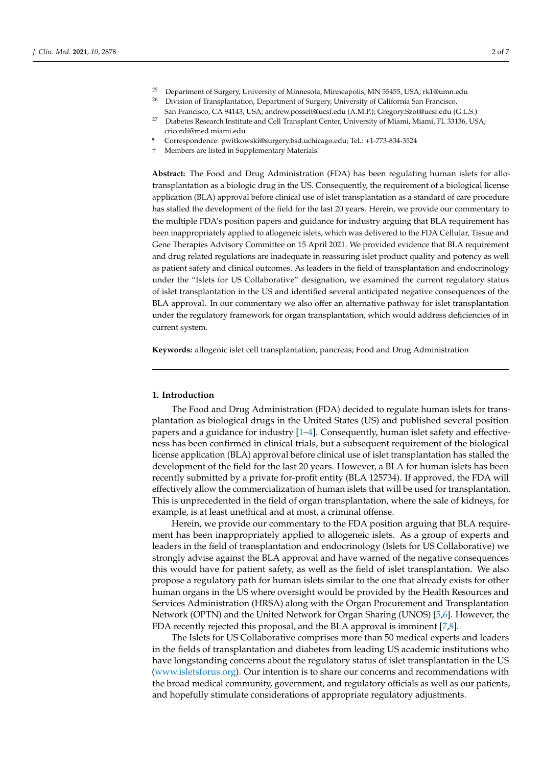[25] Department of Surgery, University of Minnesota, Minneapolis, MN 55455, USA; rk1@umn.edu
[26] Division of Transplantation, Department of Surgery, University of California San Francisco, San Francisco, CA 94143, USA; andrew.posselt@ucsf.edu (A.M.P.); Gregory.Szot@ucsf.edu (G.L.S.)
[27] Diabetes Research Institute and Cell Transplant Center, University of Miami, Miami, FL 33136, USA; cricordi@med.miami.edu

* Correspondence: pwitkowski@surgery.bsd.uchicago.edu; Tel.: +1-773-834-3524

† Members are listed in Supplementary Materials.

**Abstract:** The Food and Drug Administration (FDA) has been regulating human islets for allotransplantation as a biologic drug in the US. Consequently, the requirement of a biological license application (BLA) approval before clinical use of islet transplantation as a standard of care procedure has stalled the development of the field for the last 20 years. Herein, we provide our commentary to the multiple FDA's position papers and guidance for industry arguing that BLA requirement has been inappropriately applied to allogeneic islets, which was delivered to the FDA Cellular, Tissue and Gene Therapies Advisory Committee on 15 April 2021. We provided evidence that BLA requirement and drug related regulations are inadequate in reassuring islet product quality and potency as well as patient safety and clinical outcomes. As leaders in the field of transplantation and endocrinology under the "Islets for US Collaborative" designation, we examined the current regulatory status of islet transplantation in the US and identified several anticipated negative consequences of the BLA approval. In our commentary we also offer an alternative pathway for islet transplantation under the regulatory framework for organ transplantation, which would address deficiencies of in current system.

**Keywords:** allogenic islet cell transplantation; pancreas; Food and Drug Administration

## 1. Introduction

The Food and Drug Administration (FDA) decided to regulate human islets for transplantation as biological drugs in the United States (US) and published several position papers and a guidance for industry [1–4]. Consequently, human islet safety and effectiveness has been confirmed in clinical trials, but a subsequent requirement of the biological license application (BLA) approval before clinical use of islet transplantation has stalled the development of the field for the last 20 years. However, a BLA for human islets has been recently submitted by a private for-profit entity (BLA 125734). If approved, the FDA will effectively allow the commercialization of human islets that will be used for transplantation. This is unprecedented in the field of organ transplantation, where the sale of kidneys, for example, is at least unethical and at most, a criminal offense.

Herein, we provide our commentary to the FDA position arguing that BLA requirement has been inappropriately applied to allogeneic islets. As a group of experts and leaders in the field of transplantation and endocrinology (Islets for US Collaborative) we strongly advise against the BLA approval and have warned of the negative consequences this would have for patient safety, as well as the field of islet transplantation. We also propose a regulatory path for human islets similar to the one that already exists for other human organs in the US where oversight would be provided by the Health Resources and Services Administration (HRSA) along with the Organ Procurement and Transplantation Network (OPTN) and the United Network for Organ Sharing (UNOS) [5,6]. However, the FDA recently rejected this proposal, and the BLA approval is imminent [7,8].

The Islets for US Collaborative comprises more than 50 medical experts and leaders in the fields of transplantation and diabetes from leading US academic institutions who have longstanding concerns about the regulatory status of islet transplantation in the US (www.isletsforus.org). Our intention is to share our concerns and recommendations with the broad medical community, government, and regulatory officials as well as our patients, and hopefully stimulate considerations of appropriate regulatory adjustments.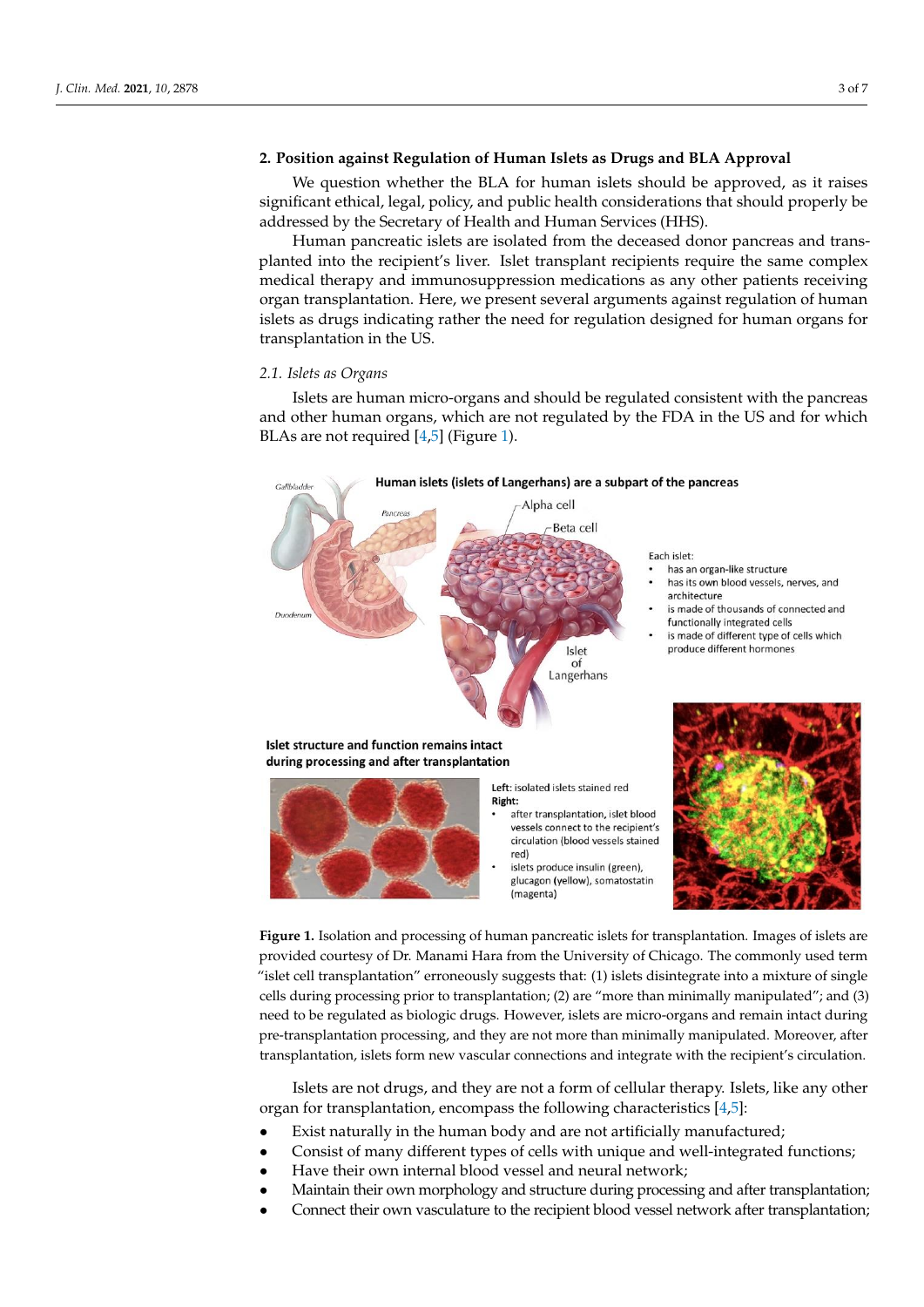## 2. Position against Regulation of Human Islets as Drugs and BLA Approval

We question whether the BLA for human islets should be approved, as it raises significant ethical, legal, policy, and public health considerations that should properly be addressed by the Secretary of Health and Human Services (HHS).

Human pancreatic islets are isolated from the deceased donor pancreas and transplanted into the recipient's liver. Islet transplant recipients require the same complex medical therapy and immunosuppression medications as any other patients receiving organ transplantation. Here, we present several arguments against regulation of human islets as drugs indicating rather the need for regulation designed for human organs for transplantation in the US.

### 2.1. Islets as Organs

Islets are human micro-organs and should be regulated consistent with the pancreas and other human organs, which are not regulated by the FDA in the US and for which BLAs are not required [4,5] (Figure 1).

**Human islets (islets of Langerhans) are a subpart of the pancreas**

Each islet:
- has an organ-like structure
- has its own blood vessels, nerves, and architecture
- is made of thousands of connected and functionally integrated cells
- is made of different type of cells which produce different hormones

**Islet structure and function remains intact during processing and after transplantation**

**Left**: isolated islets stained red
**Right**:
- after transplantation, islet blood vessels connect to the recipient's circulation (blood vessels stained red)
- islets produce insulin (green), glucagon (yellow), somatostatin (magenta)

**Figure 1.** Isolation and processing of human pancreatic islets for transplantation. Images of islets are provided courtesy of Dr. Manami Hara from the University of Chicago. The commonly used term "islet cell transplantation" erroneously suggests that: (1) islets disintegrate into a mixture of single cells during processing prior to transplantation; (2) are "more than minimally manipulated"; and (3) need to be regulated as biologic drugs. However, islets are micro-organs and remain intact during pre-transplantation processing, and they are not more than minimally manipulated. Moreover, after transplantation, islets form new vascular connections and integrate with the recipient's circulation.

Islets are not drugs, and they are not a form of cellular therapy. Islets, like any other organ for transplantation, encompass the following characteristics [4,5]:

- Exist naturally in the human body and are not artificially manufactured;
- Consist of many different types of cells with unique and well-integrated functions;
- Have their own internal blood vessel and neural network;
- Maintain their own morphology and structure during processing and after transplantation;
- Connect their own vasculature to the recipient blood vessel network after transplantation;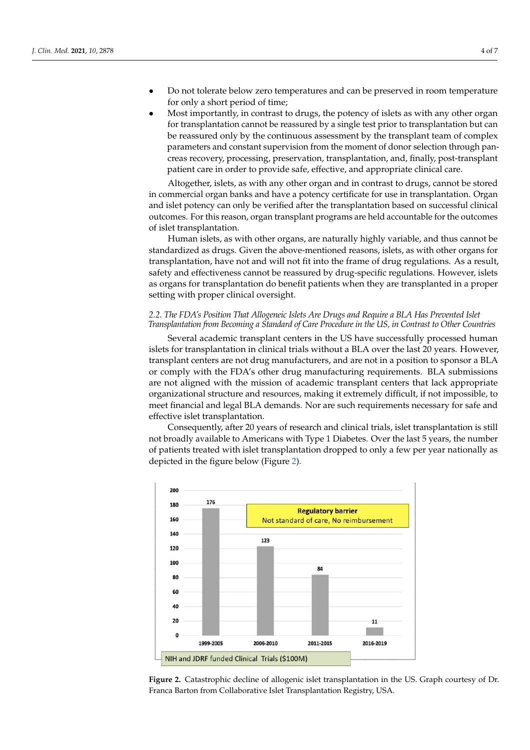- Do not tolerate below zero temperatures and can be preserved in room temperature for only a short period of time;
- Most importantly, in contrast to drugs, the potency of islets as with any other organ for transplantation cannot be reassured by a single test prior to transplantation but can be reassured only by the continuous assessment by the transplant team of complex parameters and constant supervision from the moment of donor selection through pancreas recovery, processing, preservation, transplantation, and, finally, post-transplant patient care in order to provide safe, effective, and appropriate clinical care.

Altogether, islets, as with any other organ and in contrast to drugs, cannot be stored in commercial organ banks and have a potency certificate for use in transplantation. Organ and islet potency can only be verified after the transplantation based on successful clinical outcomes. For this reason, organ transplant programs are held accountable for the outcomes of islet transplantation.

Human islets, as with other organs, are naturally highly variable, and thus cannot be standardized as drugs. Given the above-mentioned reasons, islets, as with other organs for transplantation, have not and will not fit into the frame of drug regulations. As a result, safety and effectiveness cannot be reassured by drug-specific regulations. However, islets as organs for transplantation do benefit patients when they are transplanted in a proper setting with proper clinical oversight.

### *2.2. The FDA's Position That Allogeneic Islets Are Drugs and Require a BLA Has Prevented Islet Transplantation from Becoming a Standard of Care Procedure in the US, in Contrast to Other Countries*

Several academic transplant centers in the US have successfully processed human islets for transplantation in clinical trials without a BLA over the last 20 years. However, transplant centers are not drug manufacturers, and are not in a position to sponsor a BLA or comply with the FDA's other drug manufacturing requirements. BLA submissions are not aligned with the mission of academic transplant centers that lack appropriate organizational structure and resources, making it extremely difficult, if not impossible, to meet financial and legal BLA demands. Nor are such requirements necessary for safe and effective islet transplantation.

Consequently, after 20 years of research and clinical trials, islet transplantation is still not broadly available to Americans with Type 1 Diabetes. Over the last 5 years, the number of patients treated with islet transplantation dropped to only a few per year nationally as depicted in the figure below (Figure 2).

**Figure 2.** Catastrophic decline of allogenic islet transplantation in the US. Graph courtesy of Dr. Franca Barton from Collaborative Islet Transplantation Registry, USA.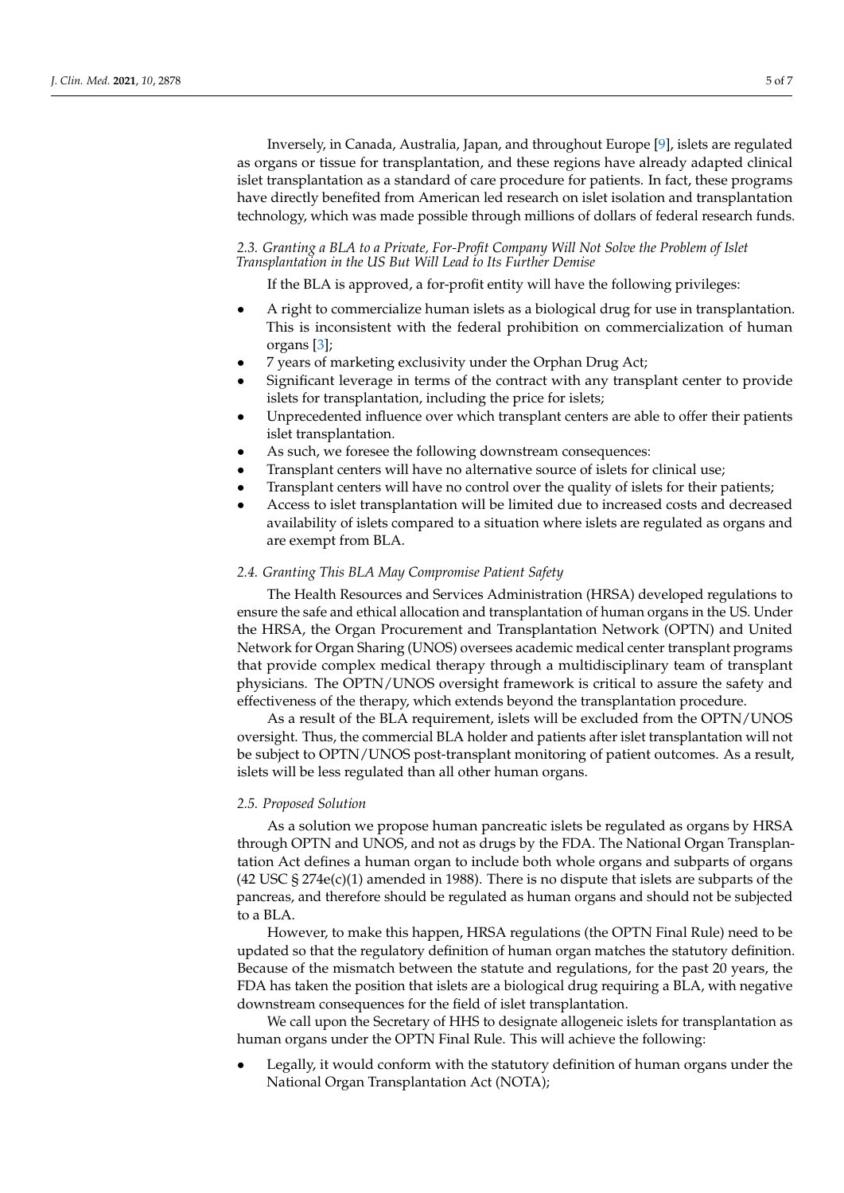Inversely, in Canada, Australia, Japan, and throughout Europe [9], islets are regulated as organs or tissue for transplantation, and these regions have already adapted clinical islet transplantation as a standard of care procedure for patients. In fact, these programs have directly benefited from American led research on islet isolation and transplantation technology, which was made possible through millions of dollars of federal research funds.

### *2.3. Granting a BLA to a Private, For-Profit Company Will Not Solve the Problem of Islet Transplantation in the US But Will Lead to Its Further Demise*

If the BLA is approved, a for-profit entity will have the following privileges:

- A right to commercialize human islets as a biological drug for use in transplantation. This is inconsistent with the federal prohibition on commercialization of human organs [3];
- 7 years of marketing exclusivity under the Orphan Drug Act;
- Significant leverage in terms of the contract with any transplant center to provide islets for transplantation, including the price for islets;
- Unprecedented influence over which transplant centers are able to offer their patients islet transplantation.
- As such, we foresee the following downstream consequences:
- Transplant centers will have no alternative source of islets for clinical use;
- Transplant centers will have no control over the quality of islets for their patients;
- Access to islet transplantation will be limited due to increased costs and decreased availability of islets compared to a situation where islets are regulated as organs and are exempt from BLA.

### *2.4. Granting This BLA May Compromise Patient Safety*

The Health Resources and Services Administration (HRSA) developed regulations to ensure the safe and ethical allocation and transplantation of human organs in the US. Under the HRSA, the Organ Procurement and Transplantation Network (OPTN) and United Network for Organ Sharing (UNOS) oversees academic medical center transplant programs that provide complex medical therapy through a multidisciplinary team of transplant physicians. The OPTN/UNOS oversight framework is critical to assure the safety and effectiveness of the therapy, which extends beyond the transplantation procedure.

As a result of the BLA requirement, islets will be excluded from the OPTN/UNOS oversight. Thus, the commercial BLA holder and patients after islet transplantation will not be subject to OPTN/UNOS post-transplant monitoring of patient outcomes. As a result, islets will be less regulated than all other human organs.

### *2.5. Proposed Solution*

As a solution we propose human pancreatic islets be regulated as organs by HRSA through OPTN and UNOS, and not as drugs by the FDA. The National Organ Transplantation Act defines a human organ to include both whole organs and subparts of organs (42 USC § 274e(c)(1) amended in 1988). There is no dispute that islets are subparts of the pancreas, and therefore should be regulated as human organs and should not be subjected to a BLA.

However, to make this happen, HRSA regulations (the OPTN Final Rule) need to be updated so that the regulatory definition of human organ matches the statutory definition. Because of the mismatch between the statute and regulations, for the past 20 years, the FDA has taken the position that islets are a biological drug requiring a BLA, with negative downstream consequences for the field of islet transplantation.

We call upon the Secretary of HHS to designate allogeneic islets for transplantation as human organs under the OPTN Final Rule. This will achieve the following:

- Legally, it would conform with the statutory definition of human organs under the National Organ Transplantation Act (NOTA);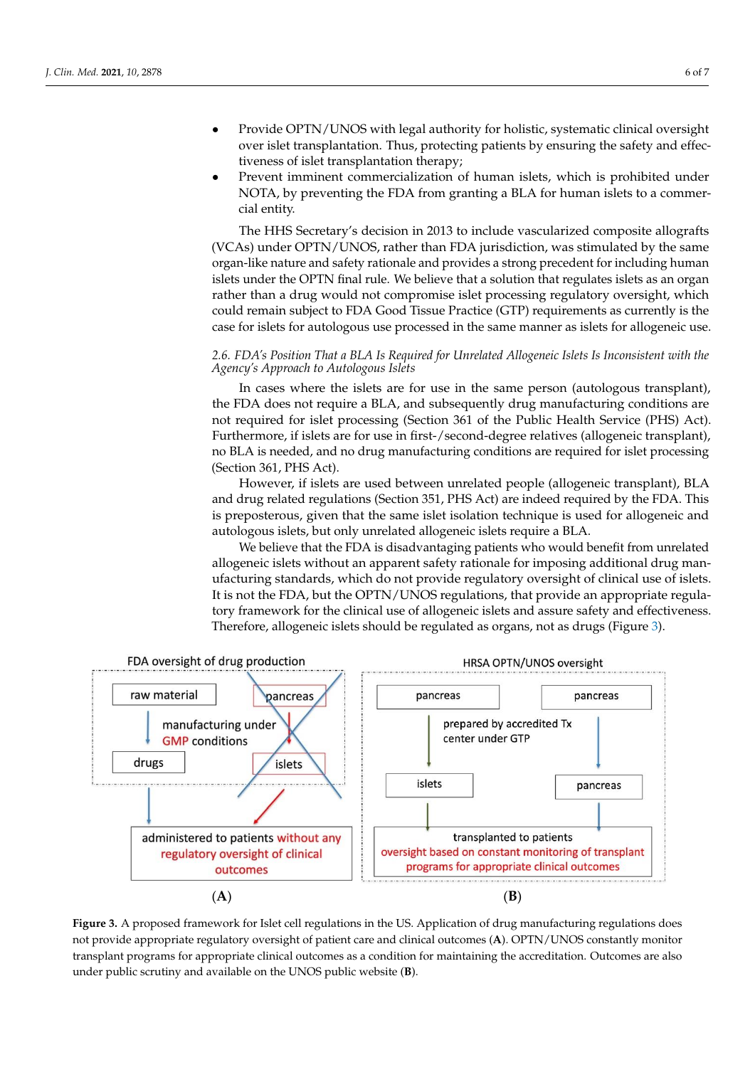- Provide OPTN/UNOS with legal authority for holistic, systematic clinical oversight over islet transplantation. Thus, protecting patients by ensuring the safety and effectiveness of islet transplantation therapy;
- Prevent imminent commercialization of human islets, which is prohibited under NOTA, by preventing the FDA from granting a BLA for human islets to a commercial entity.

The HHS Secretary's decision in 2013 to include vascularized composite allografts (VCAs) under OPTN/UNOS, rather than FDA jurisdiction, was stimulated by the same organ-like nature and safety rationale and provides a strong precedent for including human islets under the OPTN final rule. We believe that a solution that regulates islets as an organ rather than a drug would not compromise islet processing regulatory oversight, which could remain subject to FDA Good Tissue Practice (GTP) requirements as currently is the case for islets for autologous use processed in the same manner as islets for allogeneic use.

### *2.6. FDA's Position That a BLA Is Required for Unrelated Allogeneic Islets Is Inconsistent with the Agency's Approach to Autologous Islets*

In cases where the islets are for use in the same person (autologous transplant), the FDA does not require a BLA, and subsequently drug manufacturing conditions are not required for islet processing (Section 361 of the Public Health Service (PHS) Act). Furthermore, if islets are for use in first-/second-degree relatives (allogeneic transplant), no BLA is needed, and no drug manufacturing conditions are required for islet processing (Section 361, PHS Act).

However, if islets are used between unrelated people (allogeneic transplant), BLA and drug related regulations (Section 351, PHS Act) are indeed required by the FDA. This is preposterous, given that the same islet isolation technique is used for allogeneic and autologous islets, but only unrelated allogeneic islets require a BLA.

We believe that the FDA is disadvantaging patients who would benefit from unrelated allogeneic islets without an apparent safety rationale for imposing additional drug manufacturing standards, which do not provide regulatory oversight of clinical use of islets. It is not the FDA, but the OPTN/UNOS regulations, that provide an appropriate regulatory framework for the clinical use of allogeneic islets and assure safety and effectiveness. Therefore, allogeneic islets should be regulated as organs, not as drugs (Figure 3).

**Figure 3.** A proposed framework for Islet cell regulations in the US. Application of drug manufacturing regulations does not provide appropriate regulatory oversight of patient care and clinical outcomes (**A**). OPTN/UNOS constantly monitor transplant programs for appropriate clinical outcomes as a condition for maintaining the accreditation. Outcomes are also under public scrutiny and available on the UNOS public website (**B**).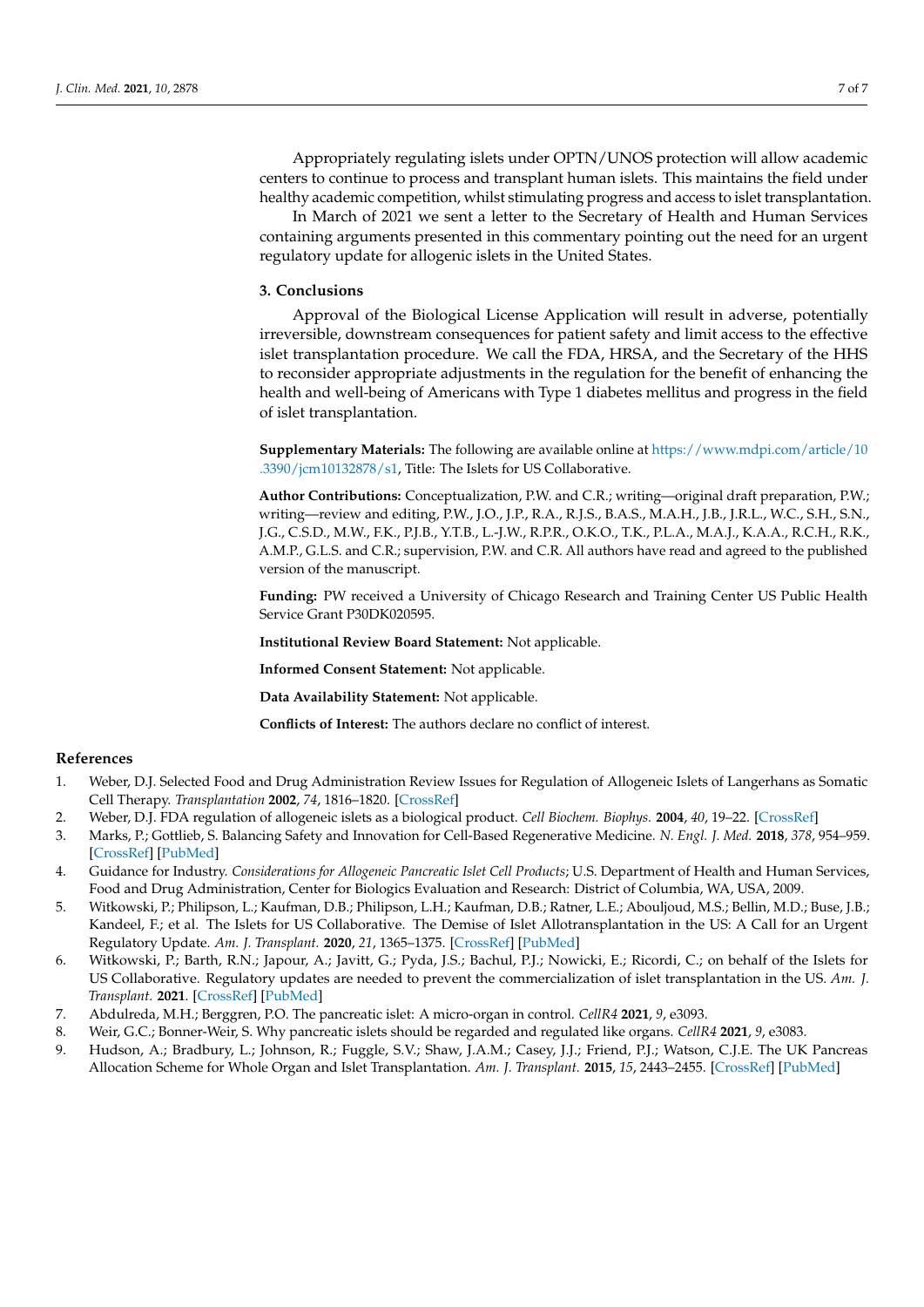Appropriately regulating islets under OPTN/UNOS protection will allow academic centers to continue to process and transplant human islets. This maintains the field under healthy academic competition, whilst stimulating progress and access to islet transplantation.

In March of 2021 we sent a letter to the Secretary of Health and Human Services containing arguments presented in this commentary pointing out the need for an urgent regulatory update for allogenic islets in the United States.

## 3. Conclusions

Approval of the Biological License Application will result in adverse, potentially irreversible, downstream consequences for patient safety and limit access to the effective islet transplantation procedure. We call the FDA, HRSA, and the Secretary of the HHS to reconsider appropriate adjustments in the regulation for the benefit of enhancing the health and well-being of Americans with Type 1 diabetes mellitus and progress in the field of islet transplantation.

**Supplementary Materials:** The following are available online at https://www.mdpi.com/article/10.3390/jcm10132878/s1, Title: The Islets for US Collaborative.

**Author Contributions:** Conceptualization, P.W. and C.R.; writing—original draft preparation, P.W.; writing—review and editing, P.W., J.O., J.P., R.A., R.J.S., B.A.S., M.A.H., J.B., J.R.L., W.C., S.H., S.N., J.G., C.S.D., M.W., F.K., P.J.B., Y.T.B., L.-J.W., R.P.R., O.K.O., T.K., P.L.A., M.A.J., K.A.A., R.C.H., R.K., A.M.P., G.L.S. and C.R.; supervision, P.W. and C.R. All authors have read and agreed to the published version of the manuscript.

**Funding:** PW received a University of Chicago Research and Training Center US Public Health Service Grant P30DK020595.

**Institutional Review Board Statement:** Not applicable.

**Informed Consent Statement:** Not applicable.

**Data Availability Statement:** Not applicable.

**Conflicts of Interest:** The authors declare no conflict of interest.

## References

1. Weber, D.J. Selected Food and Drug Administration Review Issues for Regulation of Allogeneic Islets of Langerhans as Somatic Cell Therapy. *Transplantation* **2002**, *74*, 1816–1820. [CrossRef]
2. Weber, D.J. FDA regulation of allogeneic islets as a biological product. *Cell Biochem. Biophys.* **2004**, *40*, 19–22. [CrossRef]
3. Marks, P.; Gottlieb, S. Balancing Safety and Innovation for Cell-Based Regenerative Medicine. *N. Engl. J. Med.* **2018**, *378*, 954–959. [CrossRef] [PubMed]
4. Guidance for Industry. *Considerations for Allogeneic Pancreatic Islet Cell Products*; U.S. Department of Health and Human Services, Food and Drug Administration, Center for Biologics Evaluation and Research: District of Columbia, WA, USA, 2009.
5. Witkowski, P.; Philipson, L.; Kaufman, D.B.; Philipson, L.H.; Kaufman, D.B.; Ratner, L.E.; Abouljoud, M.S.; Bellin, M.D.; Buse, J.B.; Kandeel, F.; et al. The Islets for US Collaborative. The Demise of Islet Allotransplantation in the US: A Call for an Urgent Regulatory Update. *Am. J. Transplant.* **2020**, *21*, 1365–1375. [CrossRef] [PubMed]
6. Witkowski, P.; Barth, R.N.; Japour, A.; Javitt, G.; Pyda, J.S.; Bachul, P.J.; Nowicki, E.; Ricordi, C.; on behalf of the Islets for US Collaborative. Regulatory updates are needed to prevent the commercialization of islet transplantation in the US. *Am. J. Transplant.* **2021**. [CrossRef] [PubMed]
7. Abdulreda, M.H.; Berggren, P.O. The pancreatic islet: A micro-organ in control. *CellR4* **2021**, *9*, e3093.
8. Weir, G.C.; Bonner-Weir, S. Why pancreatic islets should be regarded and regulated like organs. *CellR4* **2021**, *9*, e3083.
9. Hudson, A.; Bradbury, L.; Johnson, R.; Fuggle, S.V.; Shaw, J.A.M.; Casey, J.J.; Friend, P.J.; Watson, C.J.E. The UK Pancreas Allocation Scheme for Whole Organ and Islet Transplantation. *Am. J. Transplant.* **2015**, *15*, 2443–2455. [CrossRef] [PubMed]